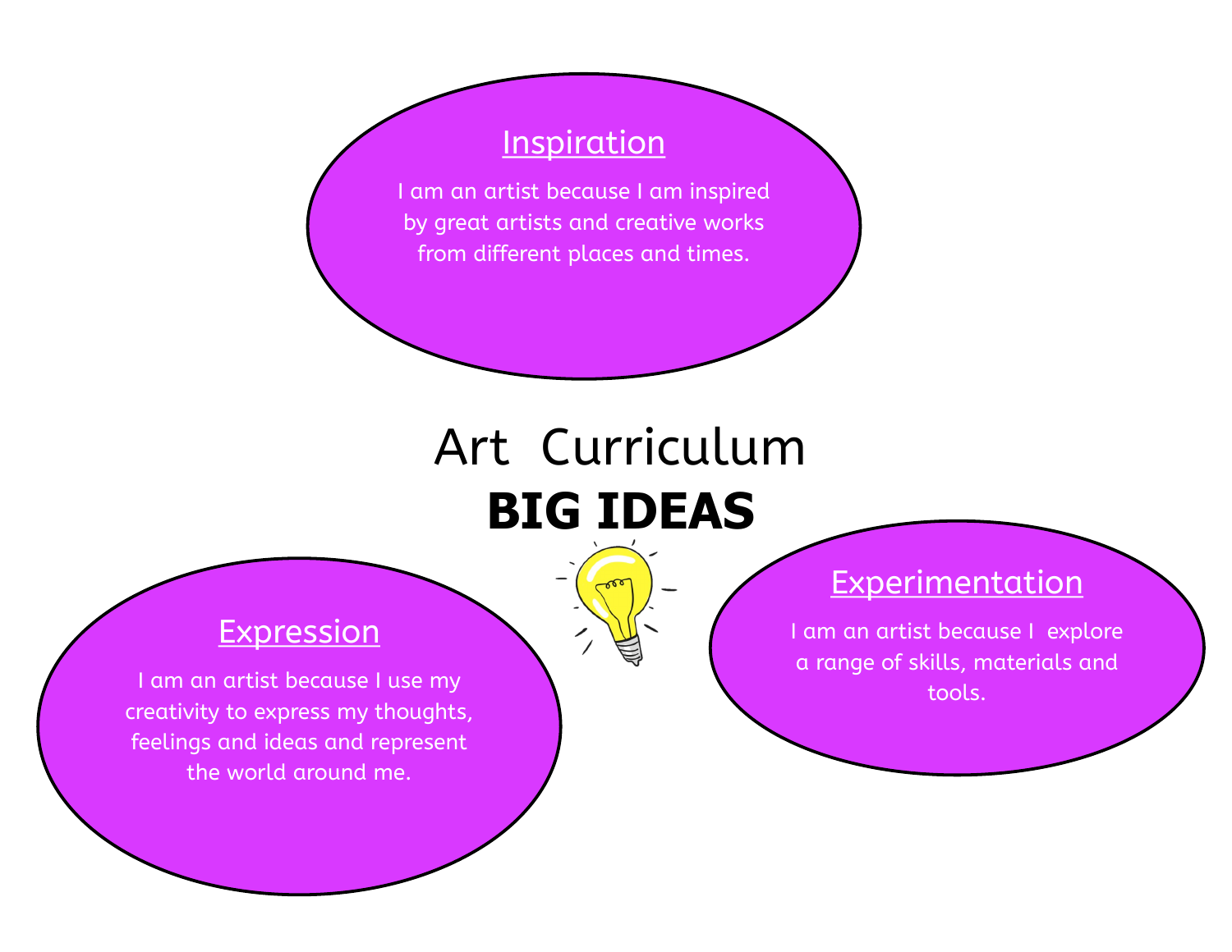# Art Curriculum

## BIG IDEAS

### Inspiration

I am an artist because I am inspired by great artists and creative works from different places and times.

### Expression

I am an artist because I use my creativity to express my thoughts, feelings and ideas and represent the world around me.

### Experimentation

I am an artist because I explore a range of skills, materials and tools.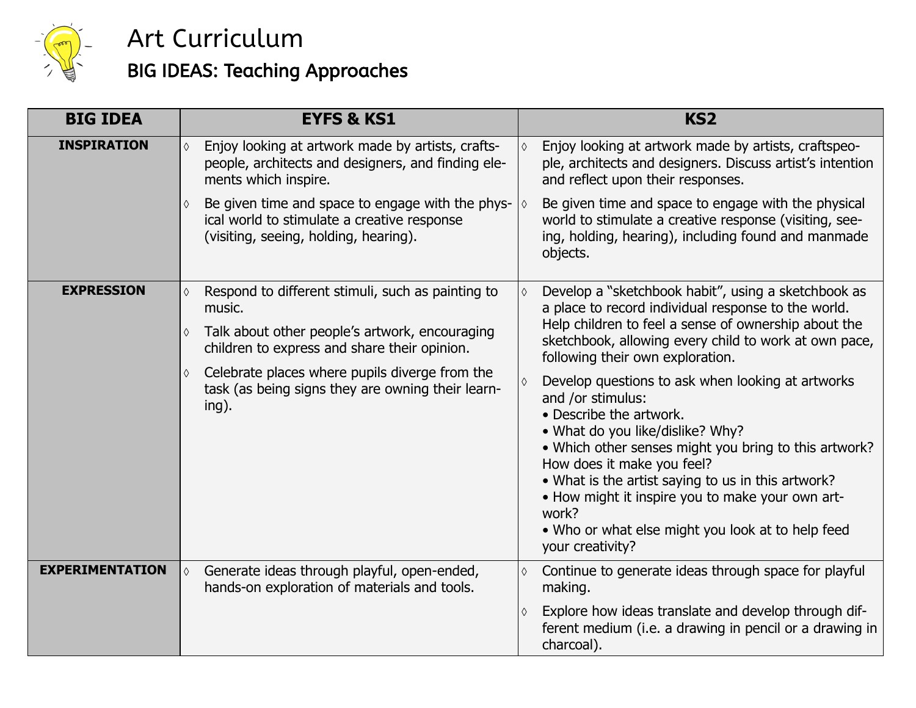# Art Curriculum

## BIG IDEAS: Teaching Approaches

| BIG IDEA | EYFS & KS1 | KS2 |
|---|---|---|
| **INSPIRATION** | ◊ Enjoy looking at artwork made by artists, craftspeople, architects and designers, and finding elements which inspire.<br>◊ Be given time and space to engage with the physical world to stimulate a creative response (visiting, seeing, holding, hearing). | ◊ Enjoy looking at artwork made by artists, craftspeople, architects and designers. Discuss artist's intention and reflect upon their responses.<br>◊ Be given time and space to engage with the physical world to stimulate a creative response (visiting, seeing, holding, hearing), including found and manmade objects. |
| **EXPRESSION** | ◊ Respond to different stimuli, such as painting to music.<br>◊ Talk about other people's artwork, encouraging children to express and share their opinion.<br>◊ Celebrate places where pupils diverge from the task (as being signs they are owning their learning). | ◊ Develop a "sketchbook habit", using a sketchbook as a place to record individual response to the world. Help children to feel a sense of ownership about the sketchbook, allowing every child to work at own pace, following their own exploration.<br>◊ Develop questions to ask when looking at artworks and /or stimulus:<br>• Describe the artwork.<br>• What do you like/dislike? Why?<br>• Which other senses might you bring to this artwork? How does it make you feel?<br>• What is the artist saying to us in this artwork?<br>• How might it inspire you to make your own artwork?<br>• Who or what else might you look at to help feed your creativity? |
| **EXPERIMENTATION** | ◊ Generate ideas through playful, open-ended, hands-on exploration of materials and tools. | ◊ Continue to generate ideas through space for playful making.<br>◊ Explore how ideas translate and develop through different medium (i.e. a drawing in pencil or a drawing in charcoal). |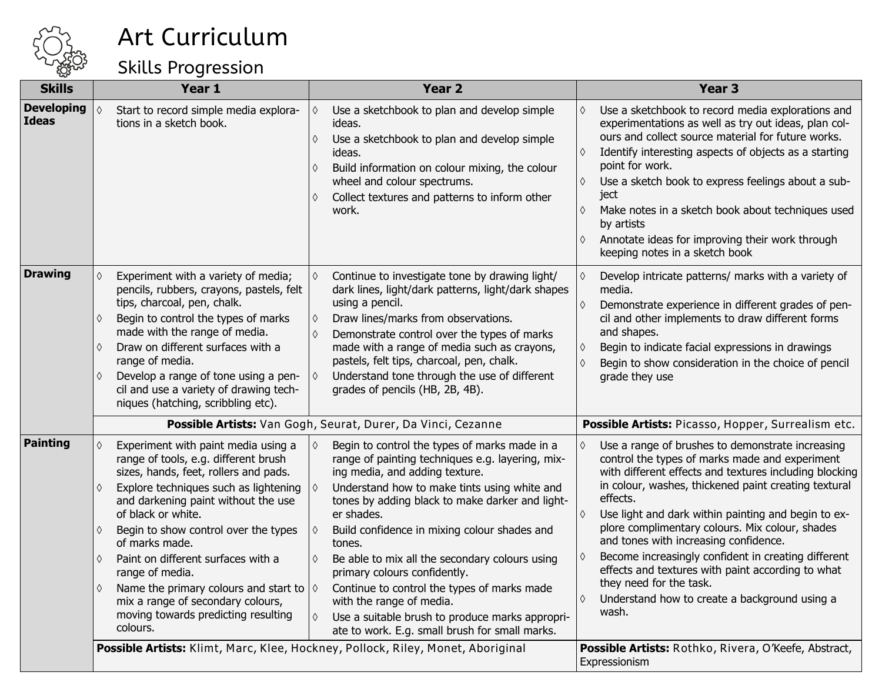# Art Curriculum

## Skills Progression

| Skills | Year 1 | Year 2 | Year 3 |
|---|---|---|---|
| **Developing Ideas** | ◊ Start to record simple media explorations in a sketch book. | ◊ Use a sketchbook to plan and develop simple ideas.<br>◊ Use a sketchbook to plan and develop simple ideas.<br>◊ Build information on colour mixing, the colour wheel and colour spectrums.<br>◊ Collect textures and patterns to inform other work. | ◊ Use a sketchbook to record media explorations and experimentations as well as try out ideas, plan colours and collect source material for future works.<br>◊ Identify interesting aspects of objects as a starting point for work.<br>◊ Use a sketch book to express feelings about a subject<br>◊ Make notes in a sketch book about techniques used by artists<br>◊ Annotate ideas for improving their work through keeping notes in a sketch book |
| **Drawing** | ◊ Experiment with a variety of media; pencils, rubbers, crayons, pastels, felt tips, charcoal, pen, chalk.<br>◊ Begin to control the types of marks made with the range of media.<br>◊ Draw on different surfaces with a range of media.<br>◊ Develop a range of tone using a pencil and use a variety of drawing techniques (hatching, scribbling etc). | ◊ Continue to investigate tone by drawing light/ dark lines, light/dark patterns, light/dark shapes using a pencil.<br>◊ Draw lines/marks from observations.<br>◊ Demonstrate control over the types of marks made with a range of media such as crayons, pastels, felt tips, charcoal, pen, chalk.<br>◊ Understand tone through the use of different grades of pencils (HB, 2B, 4B). | ◊ Develop intricate patterns/ marks with a variety of media.<br>◊ Demonstrate experience in different grades of pencil and other implements to draw different forms and shapes.<br>◊ Begin to indicate facial expressions in drawings<br>◊ Begin to show consideration in the choice of pencil grade they use |
| | **Possible Artists:** Van Gogh, Seurat, Durer, Da Vinci, Cezanne | | **Possible Artists:** Picasso, Hopper, Surrealism etc. |
| **Painting** | ◊ Experiment with paint media using a range of tools, e.g. different brush sizes, hands, feet, rollers and pads.<br>◊ Explore techniques such as lightening and darkening paint without the use of black or white.<br>◊ Begin to show control over the types of marks made.<br>◊ Paint on different surfaces with a range of media.<br>◊ Name the primary colours and start to mix a range of secondary colours, moving towards predicting resulting colours. | ◊ Begin to control the types of marks made in a range of painting techniques e.g. layering, mixing media, and adding texture.<br>◊ Understand how to make tints using white and tones by adding black to make darker and lighter shades.<br>◊ Build confidence in mixing colour shades and tones.<br>◊ Be able to mix all the secondary colours using primary colours confidently.<br>◊ Continue to control the types of marks made with the range of media.<br>◊ Use a suitable brush to produce marks appropriate to work. E.g. small brush for small marks. | ◊ Use a range of brushes to demonstrate increasing control the types of marks made and experiment with different effects and textures including blocking in colour, washes, thickened paint creating textural effects.<br>◊ Use light and dark within painting and begin to explore complimentary colours. Mix colour, shades and tones with increasing confidence.<br>◊ Become increasingly confident in creating different effects and textures with paint according to what they need for the task.<br>◊ Understand how to create a background using a wash. |
| | **Possible Artists:** Klimt, Marc, Klee, Hockney, Pollock, Riley, Monet, Aboriginal | | **Possible Artists:** Rothko, Rivera, O'Keefe, Abstract, Expressionism |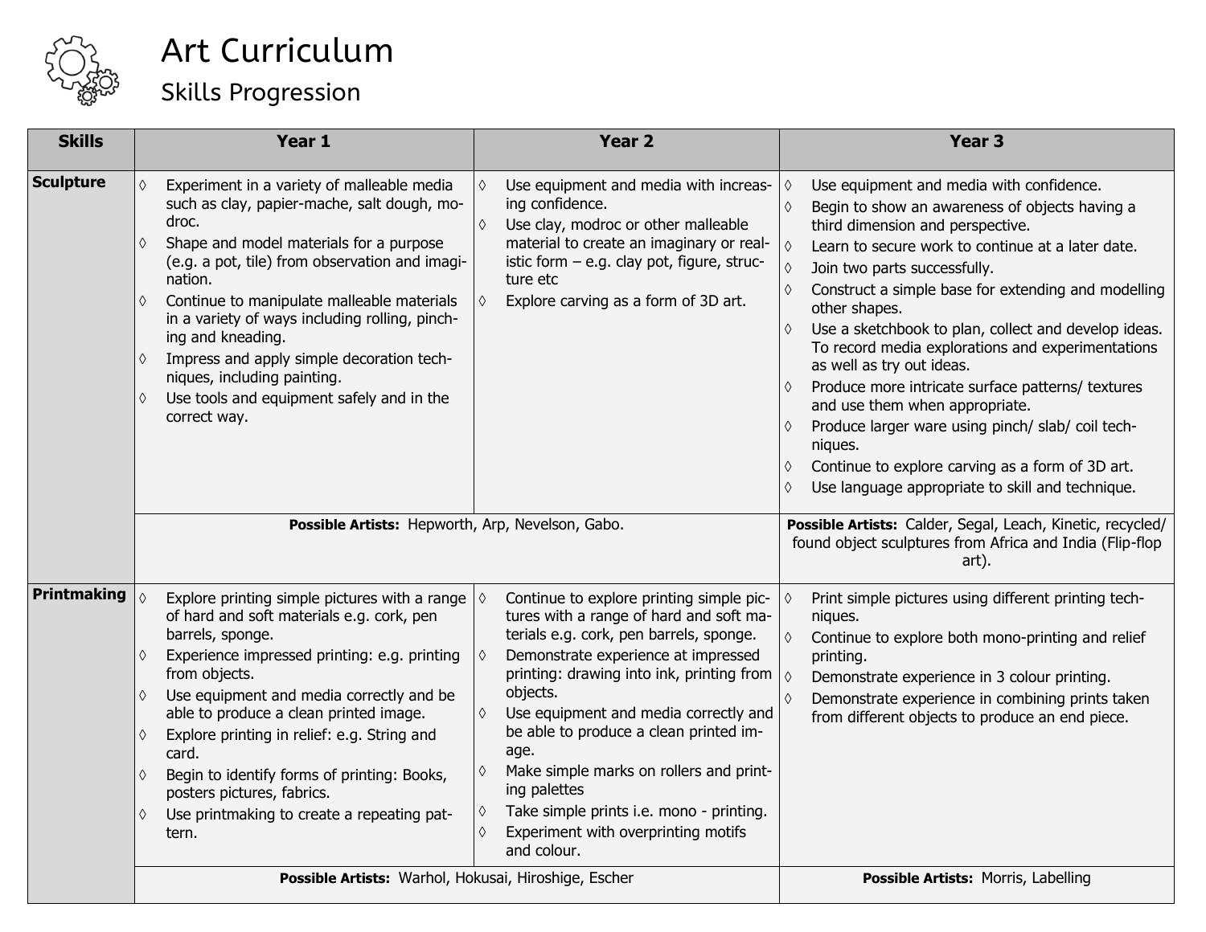# Art Curriculum

## Skills Progression

| Skills | Year 1 | Year 2 | Year 3 |
|---|---|---|---|
| **Sculpture** | ◊ Experiment in a variety of malleable media such as clay, papier-mache, salt dough, modroc.<br>◊ Shape and model materials for a purpose (e.g. a pot, tile) from observation and imagination.<br>◊ Continue to manipulate malleable materials in a variety of ways including rolling, pinching and kneading.<br>◊ Impress and apply simple decoration techniques, including painting.<br>◊ Use tools and equipment safely and in the correct way. | ◊ Use equipment and media with increasing confidence.<br>◊ Use clay, modroc or other malleable material to create an imaginary or realistic form – e.g. clay pot, figure, structure etc<br>◊ Explore carving as a form of 3D art. | ◊ Use equipment and media with confidence.<br>◊ Begin to show an awareness of objects having a third dimension and perspective.<br>◊ Learn to secure work to continue at a later date.<br>◊ Join two parts successfully.<br>◊ Construct a simple base for extending and modelling other shapes.<br>◊ Use a sketchbook to plan, collect and develop ideas. To record media explorations and experimentations as well as try out ideas.<br>◊ Produce more intricate surface patterns/ textures and use them when appropriate.<br>◊ Produce larger ware using pinch/ slab/ coil techniques.<br>◊ Continue to explore carving as a form of 3D art.<br>◊ Use language appropriate to skill and technique. |
| | **Possible Artists:** Hepworth, Arp, Nevelson, Gabo. | | **Possible Artists:** Calder, Segal, Leach, Kinetic, recycled/ found object sculptures from Africa and India (Flip-flop art). |
| **Printmaking** | ◊ Explore printing simple pictures with a range of hard and soft materials e.g. cork, pen barrels, sponge.<br>◊ Experience impressed printing: e.g. printing from objects.<br>◊ Use equipment and media correctly and be able to produce a clean printed image.<br>◊ Explore printing in relief: e.g. String and card.<br>◊ Begin to identify forms of printing: Books, posters pictures, fabrics.<br>◊ Use printmaking to create a repeating pattern. | ◊ Continue to explore printing simple pictures with a range of hard and soft materials e.g. cork, pen barrels, sponge.<br>◊ Demonstrate experience at impressed printing: drawing into ink, printing from objects.<br>◊ Use equipment and media correctly and be able to produce a clean printed image.<br>◊ Make simple marks on rollers and printing palettes<br>◊ Take simple prints i.e. mono - printing.<br>◊ Experiment with overprinting motifs and colour. | ◊ Print simple pictures using different printing techniques.<br>◊ Continue to explore both mono-printing and relief printing.<br>◊ Demonstrate experience in 3 colour printing.<br>◊ Demonstrate experience in combining prints taken from different objects to produce an end piece. |
| | **Possible Artists:** Warhol, Hokusai, Hiroshige, Escher | | **Possible Artists:** Morris, Labelling |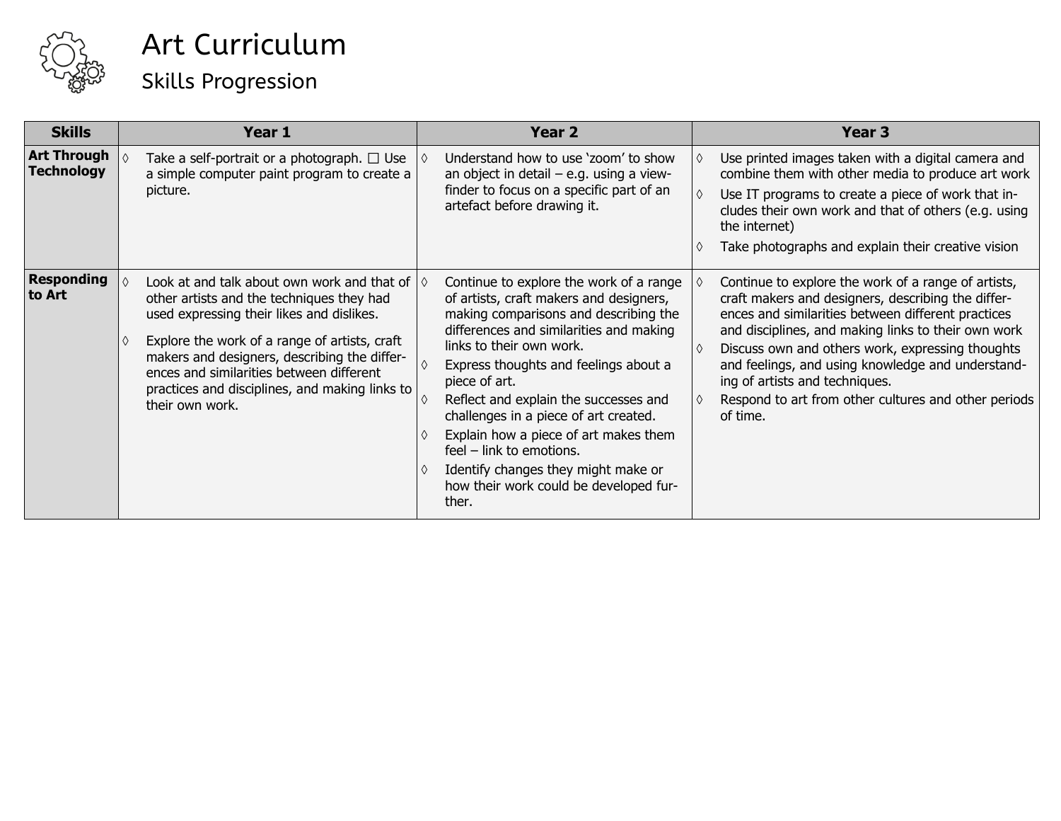# Art Curriculum

## Skills Progression

| Skills | Year 1 | Year 2 | Year 3 |
|---|---|---|---|
| **Art Through Technology** | ◊ Take a self-portrait or a photograph. ☐ Use a simple computer paint program to create a picture. | ◊ Understand how to use 'zoom' to show an object in detail – e.g. using a view-finder to focus on a specific part of an artefact before drawing it. | ◊ Use printed images taken with a digital camera and combine them with other media to produce art work<br>◊ Use IT programs to create a piece of work that includes their own work and that of others (e.g. using the internet)<br>◊ Take photographs and explain their creative vision |
| **Responding to Art** | ◊ Look at and talk about own work and that of other artists and the techniques they had used expressing their likes and dislikes.<br>◊ Explore the work of a range of artists, craft makers and designers, describing the differences and similarities between different practices and disciplines, and making links to their own work. | ◊ Continue to explore the work of a range of artists, craft makers and designers, making comparisons and describing the differences and similarities and making links to their own work.<br>◊ Express thoughts and feelings about a piece of art.<br>◊ Reflect and explain the successes and challenges in a piece of art created.<br>◊ Explain how a piece of art makes them feel – link to emotions.<br>◊ Identify changes they might make or how their work could be developed further. | ◊ Continue to explore the work of a range of artists, craft makers and designers, describing the differences and similarities between different practices and disciplines, and making links to their own work<br>◊ Discuss own and others work, expressing thoughts and feelings, and using knowledge and understanding of artists and techniques.<br>◊ Respond to art from other cultures and other periods of time. |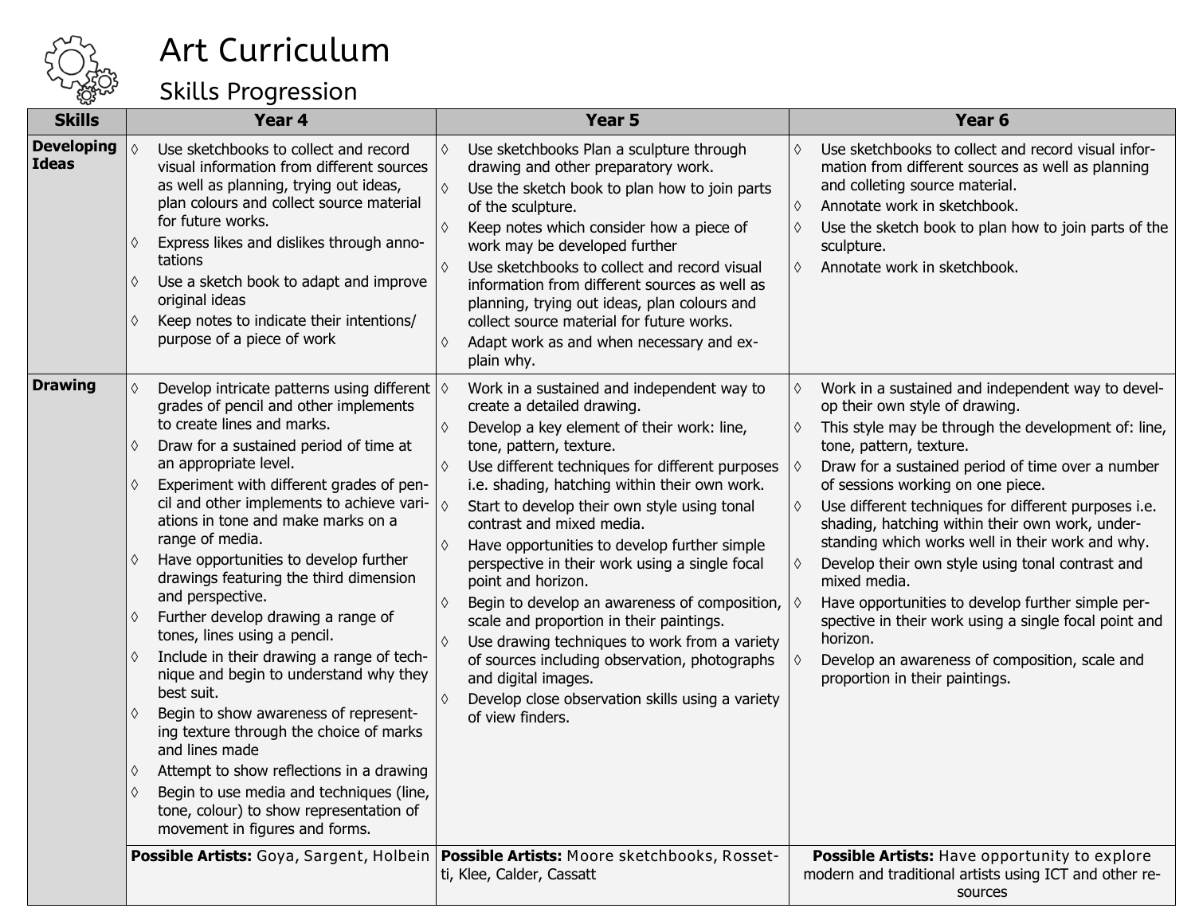# Art Curriculum

## Skills Progression

| Skills | Year 4 | Year 5 | Year 6 |
|---|---|---|---|
| **Developing Ideas** | ◊ Use sketchbooks to collect and record visual information from different sources as well as planning, trying out ideas, plan colours and collect source material for future works.<br>◊ Express likes and dislikes through annotations<br>◊ Use a sketch book to adapt and improve original ideas<br>◊ Keep notes to indicate their intentions/ purpose of a piece of work | ◊ Use sketchbooks Plan a sculpture through drawing and other preparatory work.<br>◊ Use the sketch book to plan how to join parts of the sculpture.<br>◊ Keep notes which consider how a piece of work may be developed further<br>◊ Use sketchbooks to collect and record visual information from different sources as well as planning, trying out ideas, plan colours and collect source material for future works.<br>◊ Adapt work as and when necessary and explain why. | ◊ Use sketchbooks to collect and record visual information from different sources as well as planning and colleting source material.<br>◊ Annotate work in sketchbook.<br>◊ Use the sketch book to plan how to join parts of the sculpture.<br>◊ Annotate work in sketchbook. |
| **Drawing** | ◊ Develop intricate patterns using different grades of pencil and other implements to create lines and marks.<br>◊ Draw for a sustained period of time at an appropriate level.<br>◊ Experiment with different grades of pencil and other implements to achieve variations in tone and make marks on a range of media.<br>◊ Have opportunities to develop further drawings featuring the third dimension and perspective.<br>◊ Further develop drawing a range of tones, lines using a pencil.<br>◊ Include in their drawing a range of technique and begin to understand why they best suit.<br>◊ Begin to show awareness of representing texture through the choice of marks and lines made<br>◊ Attempt to show reflections in a drawing<br>◊ Begin to use media and techniques (line, tone, colour) to show representation of movement in figures and forms. | ◊ Work in a sustained and independent way to create a detailed drawing.<br>◊ Develop a key element of their work: line, tone, pattern, texture.<br>◊ Use different techniques for different purposes i.e. shading, hatching within their own work.<br>◊ Start to develop their own style using tonal contrast and mixed media.<br>◊ Have opportunities to develop further simple perspective in their work using a single focal point and horizon.<br>◊ Begin to develop an awareness of composition, scale and proportion in their paintings.<br>◊ Use drawing techniques to work from a variety of sources including observation, photographs and digital images.<br>◊ Develop close observation skills using a variety of view finders. | ◊ Work in a sustained and independent way to develop their own style of drawing.<br>◊ This style may be through the development of: line, tone, pattern, texture.<br>◊ Draw for a sustained period of time over a number of sessions working on one piece.<br>◊ Use different techniques for different purposes i.e. shading, hatching within their own work, understanding which works well in their work and why.<br>◊ Develop their own style using tonal contrast and mixed media.<br>◊ Have opportunities to develop further simple perspective in their work using a single focal point and horizon.<br>◊ Develop an awareness of composition, scale and proportion in their paintings. |
| | **Possible Artists:** Goya, Sargent, Holbein | **Possible Artists:** Moore sketchbooks, Rossetti, Klee, Calder, Cassatt | **Possible Artists:** Have opportunity to explore modern and traditional artists using ICT and other resources |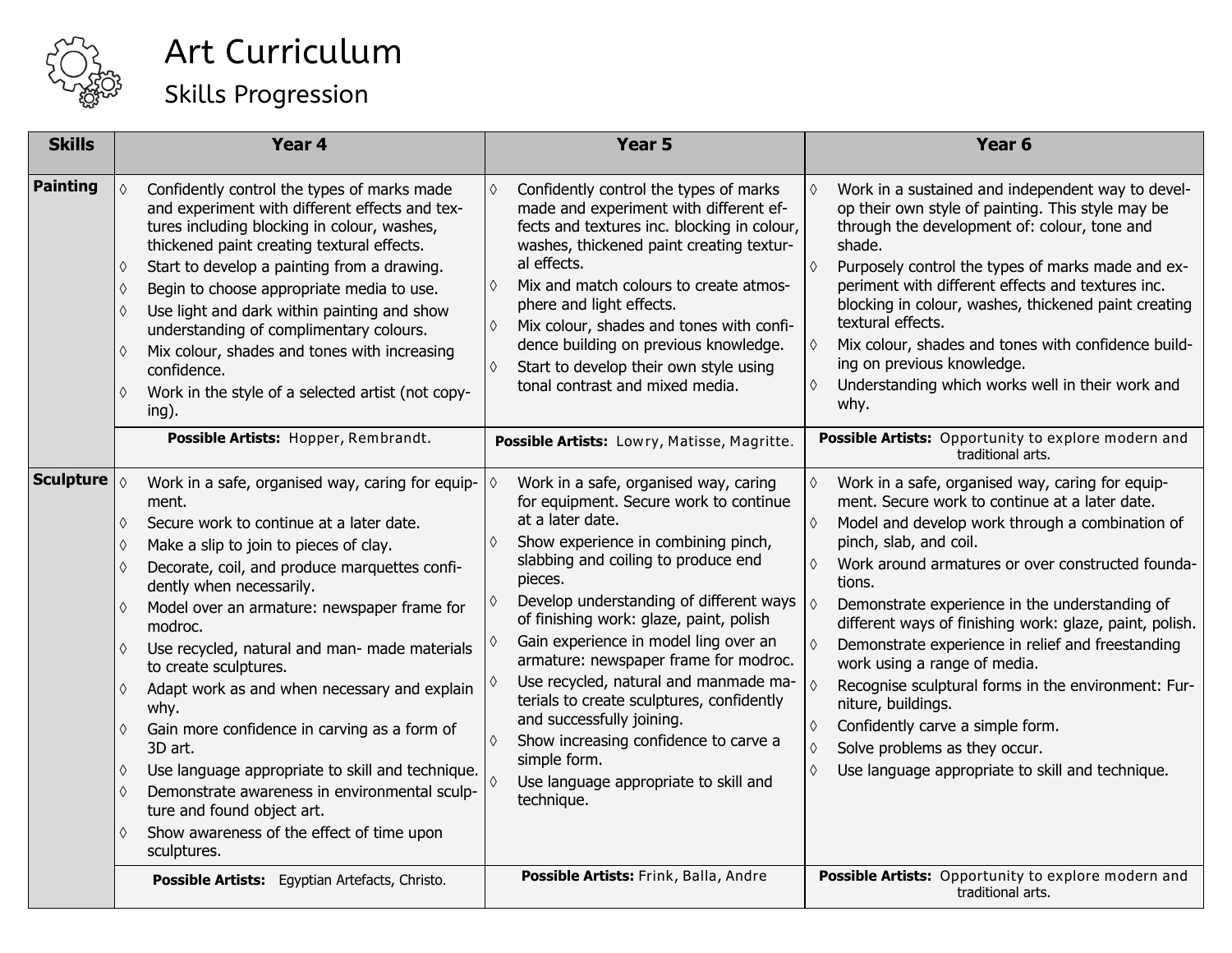# Art Curriculum

## Skills Progression

| Skills | Year 4 | Year 5 | Year 6 |
|---|---|---|---|
| **Painting** | ◊ Confidently control the types of marks made and experiment with different effects and textures including blocking in colour, washes, thickened paint creating textural effects.<br>◊ Start to develop a painting from a drawing.<br>◊ Begin to choose appropriate media to use.<br>◊ Use light and dark within painting and show understanding of complimentary colours.<br>◊ Mix colour, shades and tones with increasing confidence.<br>◊ Work in the style of a selected artist (not copying). | ◊ Confidently control the types of marks made and experiment with different effects and textures inc. blocking in colour, washes, thickened paint creating textural effects.<br>◊ Mix and match colours to create atmosphere and light effects.<br>◊ Mix colour, shades and tones with confidence building on previous knowledge.<br>◊ Start to develop their own style using tonal contrast and mixed media. | ◊ Work in a sustained and independent way to develop their own style of painting. This style may be through the development of: colour, tone and shade.<br>◊ Purposely control the types of marks made and experiment with different effects and textures inc. blocking in colour, washes, thickened paint creating textural effects.<br>◊ Mix colour, shades and tones with confidence building on previous knowledge.<br>◊ Understanding which works well in their work and why. |
| | **Possible Artists:** Hopper, Rembrandt. | **Possible Artists:** Lowry, Matisse, Magritte. | **Possible Artists:** Opportunity to explore modern and traditional arts. |
| **Sculpture** | ◊ Work in a safe, organised way, caring for equipment.<br>◊ Secure work to continue at a later date.<br>◊ Make a slip to join to pieces of clay.<br>◊ Decorate, coil, and produce marquettes confidently when necessarily.<br>◊ Model over an armature: newspaper frame for modroc.<br>◊ Use recycled, natural and man- made materials to create sculptures.<br>◊ Adapt work as and when necessary and explain why.<br>◊ Gain more confidence in carving as a form of 3D art.<br>◊ Use language appropriate to skill and technique.<br>◊ Demonstrate awareness in environmental sculpture and found object art.<br>◊ Show awareness of the effect of time upon sculptures. | ◊ Work in a safe, organised way, caring for equipment. Secure work to continue at a later date.<br>◊ Show experience in combining pinch, slabbing and coiling to produce end pieces.<br>◊ Develop understanding of different ways of finishing work: glaze, paint, polish<br>◊ Gain experience in model ling over an armature: newspaper frame for modroc.<br>◊ Use recycled, natural and manmade materials to create sculptures, confidently and successfully joining.<br>◊ Show increasing confidence to carve a simple form.<br>◊ Use language appropriate to skill and technique. | ◊ Work in a safe, organised way, caring for equipment. Secure work to continue at a later date.<br>◊ Model and develop work through a combination of pinch, slab, and coil.<br>◊ Work around armatures or over constructed foundations.<br>◊ Demonstrate experience in the understanding of different ways of finishing work: glaze, paint, polish.<br>◊ Demonstrate experience in relief and freestanding work using a range of media.<br>◊ Recognise sculptural forms in the environment: Furniture, buildings.<br>◊ Confidently carve a simple form.<br>◊ Solve problems as they occur.<br>◊ Use language appropriate to skill and technique. |
| | **Possible Artists:** Egyptian Artefacts, Christo. | **Possible Artists:** Frink, Balla, Andre | **Possible Artists:** Opportunity to explore modern and traditional arts. |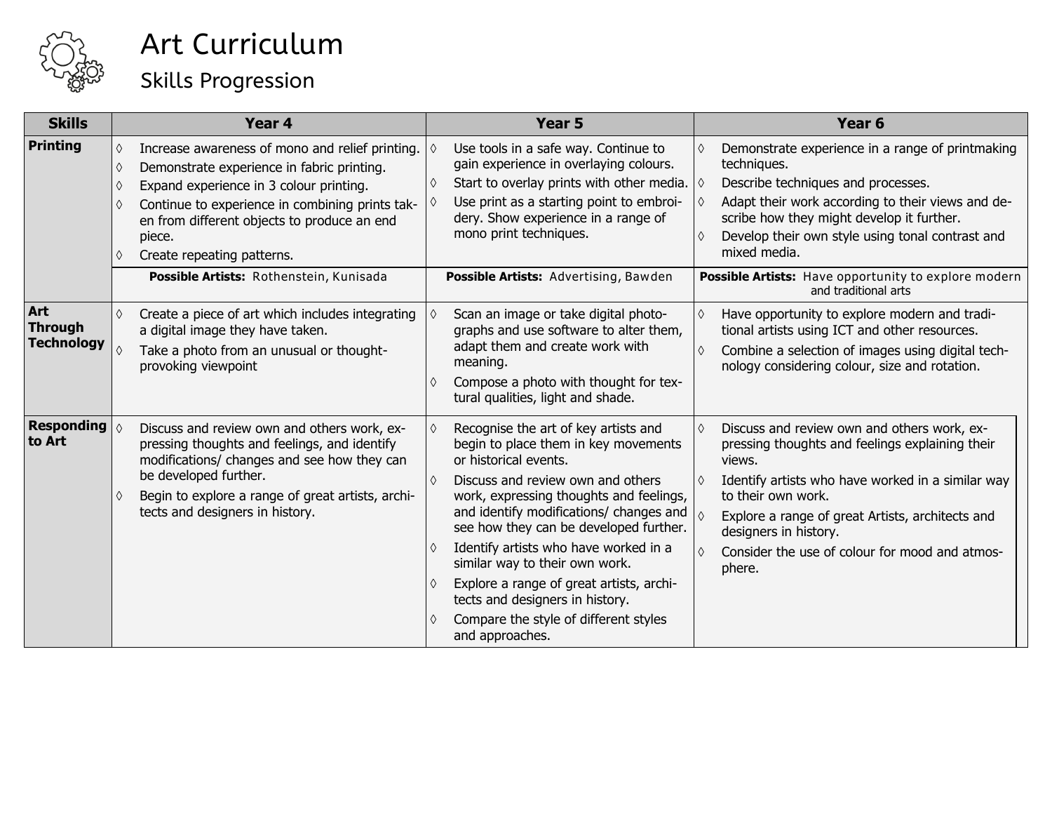# Art Curriculum

## Skills Progression

| Skills | Year 4 | Year 5 | Year 6 |
|---|---|---|---|
| **Printing** | ◊ Increase awareness of mono and relief printing.<br>◊ Demonstrate experience in fabric printing.<br>◊ Expand experience in 3 colour printing.<br>◊ Continue to experience in combining prints taken from different objects to produce an end piece.<br>◊ Create repeating patterns. | ◊ Use tools in a safe way. Continue to gain experience in overlaying colours.<br>◊ Start to overlay prints with other media.<br>◊ Use print as a starting point to embroidery. Show experience in a range of mono print techniques. | ◊ Demonstrate experience in a range of printmaking techniques.<br>◊ Describe techniques and processes.<br>◊ Adapt their work according to their views and describe how they might develop it further.<br>◊ Develop their own style using tonal contrast and mixed media. |
| | **Possible Artists:** Rothenstein, Kunisada | **Possible Artists:** Advertising, Bawden | **Possible Artists:** Have opportunity to explore modern and traditional arts |
| **Art Through Technology** | ◊ Create a piece of art which includes integrating a digital image they have taken.<br>◊ Take a photo from an unusual or thought-provoking viewpoint | ◊ Scan an image or take digital photographs and use software to alter them, adapt them and create work with meaning.<br>◊ Compose a photo with thought for textural qualities, light and shade. | ◊ Have opportunity to explore modern and traditional artists using ICT and other resources.<br>◊ Combine a selection of images using digital technology considering colour, size and rotation. |
| **Responding to Art** | ◊ Discuss and review own and others work, expressing thoughts and feelings, and identify modifications/ changes and see how they can be developed further.<br>◊ Begin to explore a range of great artists, architects and designers in history. | ◊ Recognise the art of key artists and begin to place them in key movements or historical events.<br>◊ Discuss and review own and others work, expressing thoughts and feelings, and identify modifications/ changes and see how they can be developed further.<br>◊ Identify artists who have worked in a similar way to their own work.<br>◊ Explore a range of great artists, architects and designers in history.<br>◊ Compare the style of different styles and approaches. | ◊ Discuss and review own and others work, expressing thoughts and feelings explaining their views.<br>◊ Identify artists who have worked in a similar way to their own work.<br>◊ Explore a range of great Artists, architects and designers in history.<br>◊ Consider the use of colour for mood and atmosphere. |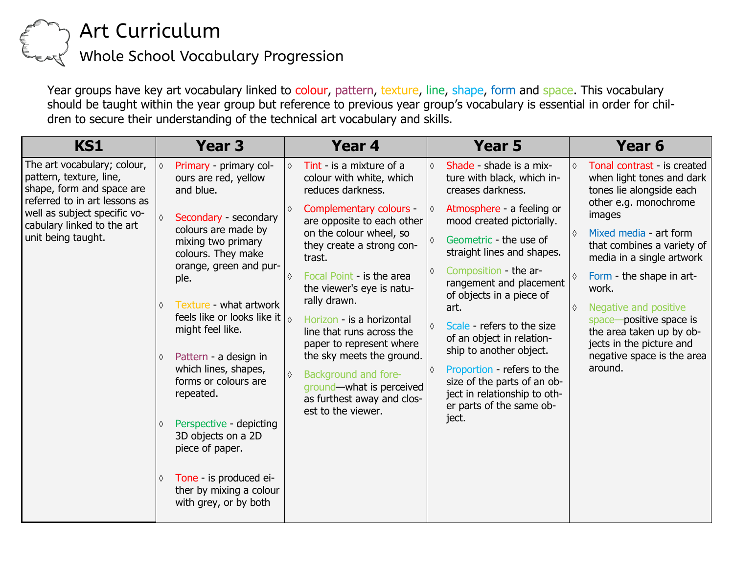# Art Curriculum

## Whole School Vocabulary Progression

Year groups have key art vocabulary linked to colour, pattern, texture, line, shape, form and space. This vocabulary should be taught within the year group but reference to previous year group's vocabulary is essential in order for children to secure their understanding of the technical art vocabulary and skills.

| KS1 | Year 3 | Year 4 | Year 5 | Year 6 |
|---|---|---|---|---|
| The art vocabulary; colour, pattern, texture, line, shape, form and space are referred to in art lessons as well as subject specific vocabulary linked to the art unit being taught. | ◊ Primary - primary colours are red, yellow and blue.<br><br>◊ Secondary - secondary colours are made by mixing two primary colours. They make orange, green and purple.<br><br>◊ Texture - what artwork feels like or looks like it might feel like.<br><br>◊ Pattern - a design in which lines, shapes, forms or colours are repeated.<br><br>◊ Perspective - depicting 3D objects on a 2D piece of paper.<br><br>◊ Tone - is produced either by mixing a colour with grey, or by both | ◊ Tint - is a mixture of a colour with white, which reduces darkness.<br><br>◊ Complementary colours - are opposite to each other on the colour wheel, so they create a strong contrast.<br><br>◊ Focal Point - is the area the viewer's eye is naturally drawn.<br><br>◊ Horizon - is a horizontal line that runs across the paper to represent where the sky meets the ground.<br><br>◊ Background and foreground—what is perceived as furthest away and closest to the viewer. | ◊ Shade - shade is a mixture with black, which increases darkness.<br><br>◊ Atmosphere - a feeling or mood created pictorially.<br><br>◊ Geometric - the use of straight lines and shapes.<br><br>◊ Composition - the arrangement and placement of objects in a piece of art.<br><br>◊ Scale - refers to the size of an object in relationship to another object.<br><br>◊ Proportion - refers to the size of the parts of an object in relationship to other parts of the same object. | ◊ Tonal contrast - is created when light tones and dark tones lie alongside each other e.g. monochrome images<br><br>◊ Mixed media - art form that combines a variety of media in a single artwork<br><br>◊ Form - the shape in artwork.<br><br>◊ Negative and positive space—positive space is the area taken up by objects in the picture and negative space is the area around. |